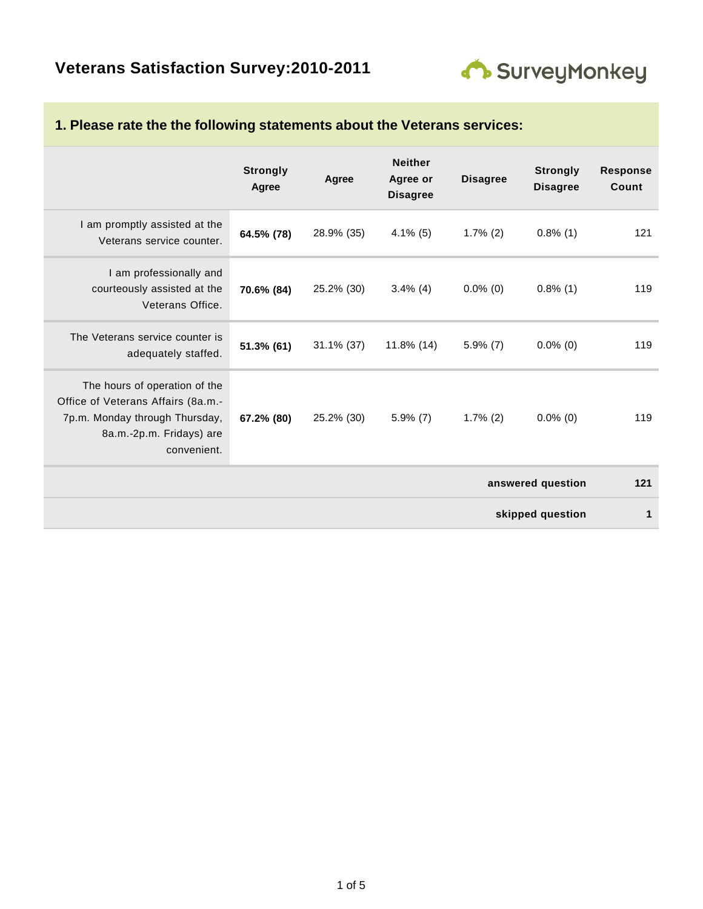# Veterans Satisfaction Survey:2010-2011

## 1. Please rate the the following statements about the Veterans services:

| | Strongly Agree | Agree | Neither Agree or Disagree | Disagree | Strongly Disagree | Response Count |
|---|---|---|---|---|---|---|
| I am promptly assisted at the Veterans service counter. | **64.5% (78)** | 28.9% (35) | 4.1% (5) | 1.7% (2) | 0.8% (1) | 121 |
| I am professionally and courteously assisted at the Veterans Office. | **70.6% (84)** | 25.2% (30) | 3.4% (4) | 0.0% (0) | 0.8% (1) | 119 |
| The Veterans service counter is adequately staffed. | **51.3% (61)** | 31.1% (37) | 11.8% (14) | 5.9% (7) | 0.0% (0) | 119 |
| The hours of operation of the Office of Veterans Affairs (8a.m.-7p.m. Monday through Thursday, 8a.m.-2p.m. Fridays) are convenient. | **67.2% (80)** | 25.2% (30) | 5.9% (7) | 1.7% (2) | 0.0% (0) | 119 |
| | | | | | **answered question** | **121** |
| | | | | | **skipped question** | **1** |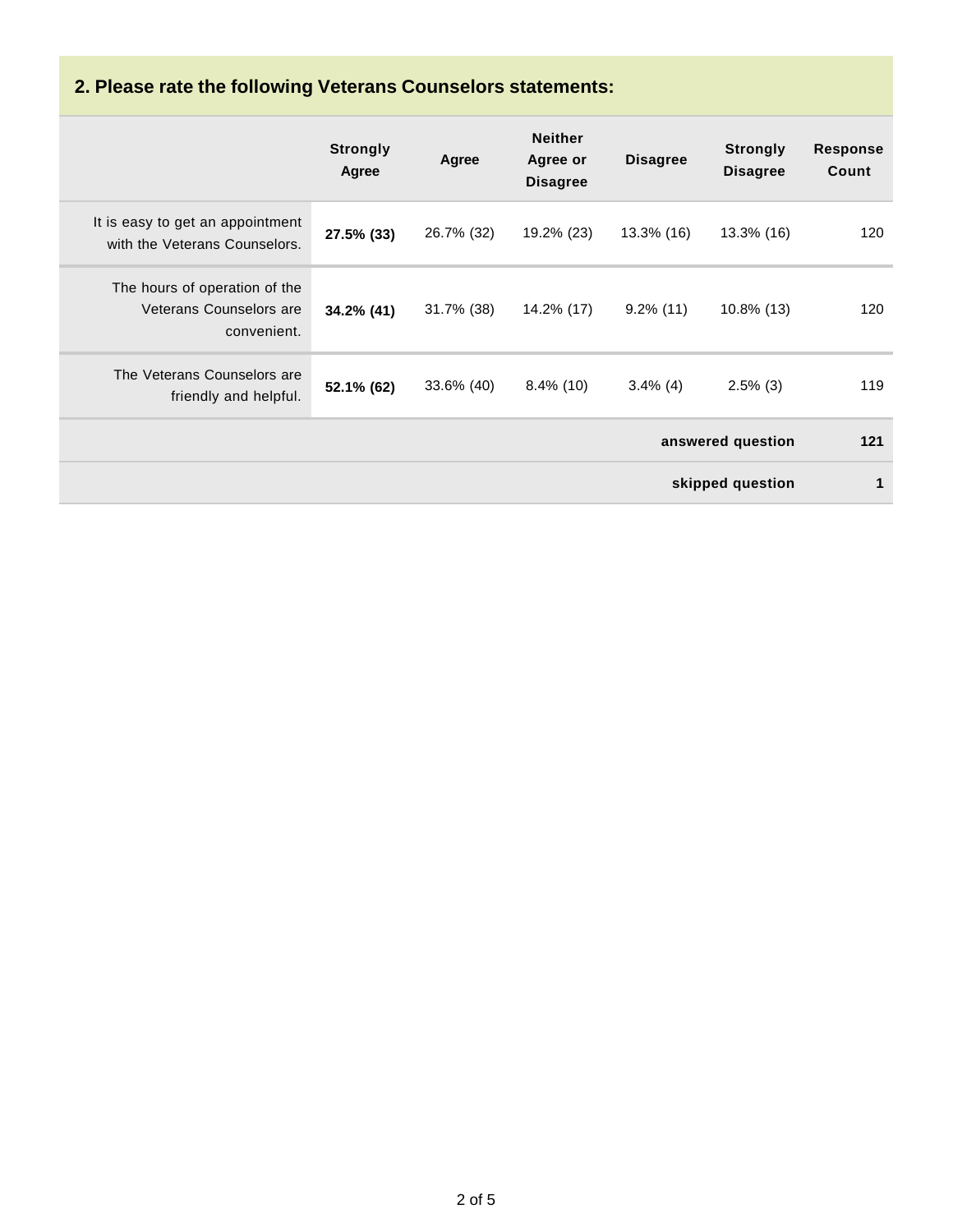## 2. Please rate the following Veterans Counselors statements:

| | Strongly Agree | Agree | Neither Agree or Disagree | Disagree | Strongly Disagree | Response Count |
|---|---|---|---|---|---|---|
| It is easy to get an appointment with the Veterans Counselors. | **27.5% (33)** | 26.7% (32) | 19.2% (23) | 13.3% (16) | 13.3% (16) | 120 |
| The hours of operation of the Veterans Counselors are convenient. | **34.2% (41)** | 31.7% (38) | 14.2% (17) | 9.2% (11) | 10.8% (13) | 120 |
| The Veterans Counselors are friendly and helpful. | **52.1% (62)** | 33.6% (40) | 8.4% (10) | 3.4% (4) | 2.5% (3) | 119 |
| | | | | | **answered question** | **121** |
| | | | | | **skipped question** | **1** |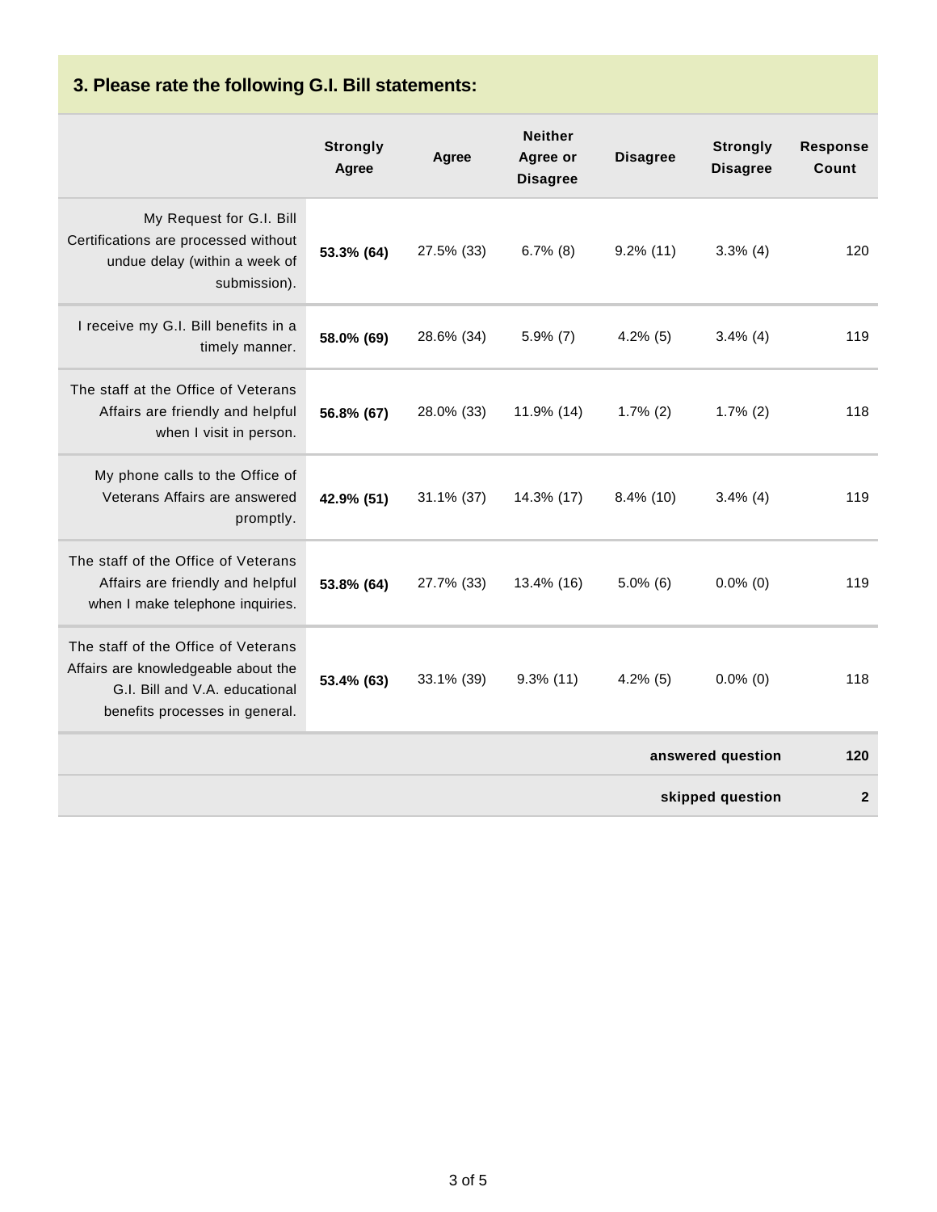### 3. Please rate the following G.I. Bill statements:

| | Strongly Agree | Agree | Neither Agree or Disagree | Disagree | Strongly Disagree | Response Count |
|---|---|---|---|---|---|---|
| My Request for G.I. Bill Certifications are processed without undue delay (within a week of submission). | **53.3% (64)** | 27.5% (33) | 6.7% (8) | 9.2% (11) | 3.3% (4) | 120 |
| I receive my G.I. Bill benefits in a timely manner. | **58.0% (69)** | 28.6% (34) | 5.9% (7) | 4.2% (5) | 3.4% (4) | 119 |
| The staff at the Office of Veterans Affairs are friendly and helpful when I visit in person. | **56.8% (67)** | 28.0% (33) | 11.9% (14) | 1.7% (2) | 1.7% (2) | 118 |
| My phone calls to the Office of Veterans Affairs are answered promptly. | **42.9% (51)** | 31.1% (37) | 14.3% (17) | 8.4% (10) | 3.4% (4) | 119 |
| The staff of the Office of Veterans Affairs are friendly and helpful when I make telephone inquiries. | **53.8% (64)** | 27.7% (33) | 13.4% (16) | 5.0% (6) | 0.0% (0) | 119 |
| The staff of the Office of Veterans Affairs are knowledgeable about the G.I. Bill and V.A. educational benefits processes in general. | **53.4% (63)** | 33.1% (39) | 9.3% (11) | 4.2% (5) | 0.0% (0) | 118 |
| | | | | | **answered question** | **120** |
| | | | | | **skipped question** | **2** |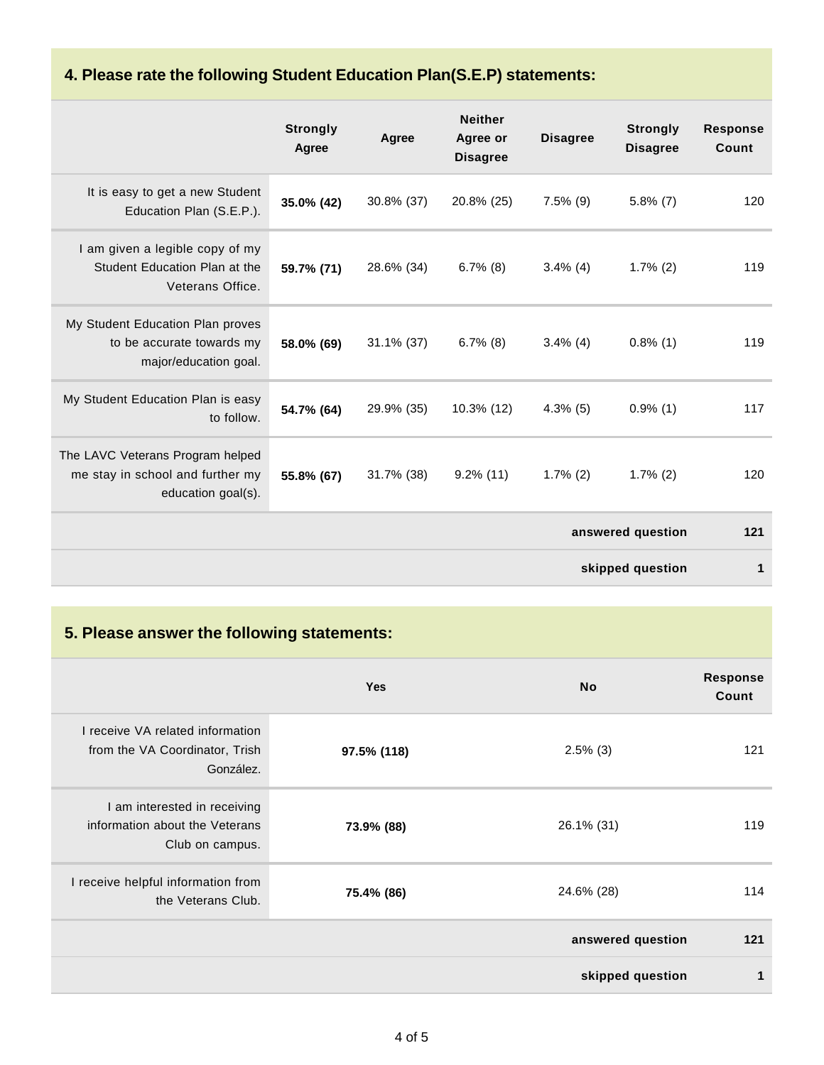## 4. Please rate the following Student Education Plan(S.E.P) statements:

| | Strongly Agree | Agree | Neither Agree or Disagree | Disagree | Strongly Disagree | Response Count |
|---|---|---|---|---|---|---|
| It is easy to get a new Student Education Plan (S.E.P.). | **35.0% (42)** | 30.8% (37) | 20.8% (25) | 7.5% (9) | 5.8% (7) | 120 |
| I am given a legible copy of my Student Education Plan at the Veterans Office. | **59.7% (71)** | 28.6% (34) | 6.7% (8) | 3.4% (4) | 1.7% (2) | 119 |
| My Student Education Plan proves to be accurate towards my major/education goal. | **58.0% (69)** | 31.1% (37) | 6.7% (8) | 3.4% (4) | 0.8% (1) | 119 |
| My Student Education Plan is easy to follow. | **54.7% (64)** | 29.9% (35) | 10.3% (12) | 4.3% (5) | 0.9% (1) | 117 |
| The LAVC Veterans Program helped me stay in school and further my education goal(s). | **55.8% (67)** | 31.7% (38) | 9.2% (11) | 1.7% (2) | 1.7% (2) | 120 |
| | | | | | **answered question** | **121** |
| | | | | | **skipped question** | **1** |

## 5. Please answer the following statements:

| | Yes | No | Response Count |
|---|---|---|---|
| I receive VA related information from the VA Coordinator, Trish González. | **97.5% (118)** | 2.5% (3) | 121 |
| I am interested in receiving information about the Veterans Club on campus. | **73.9% (88)** | 26.1% (31) | 119 |
| I receive helpful information from the Veterans Club. | **75.4% (86)** | 24.6% (28) | 114 |
| | | **answered question** | **121** |
| | | **skipped question** | **1** |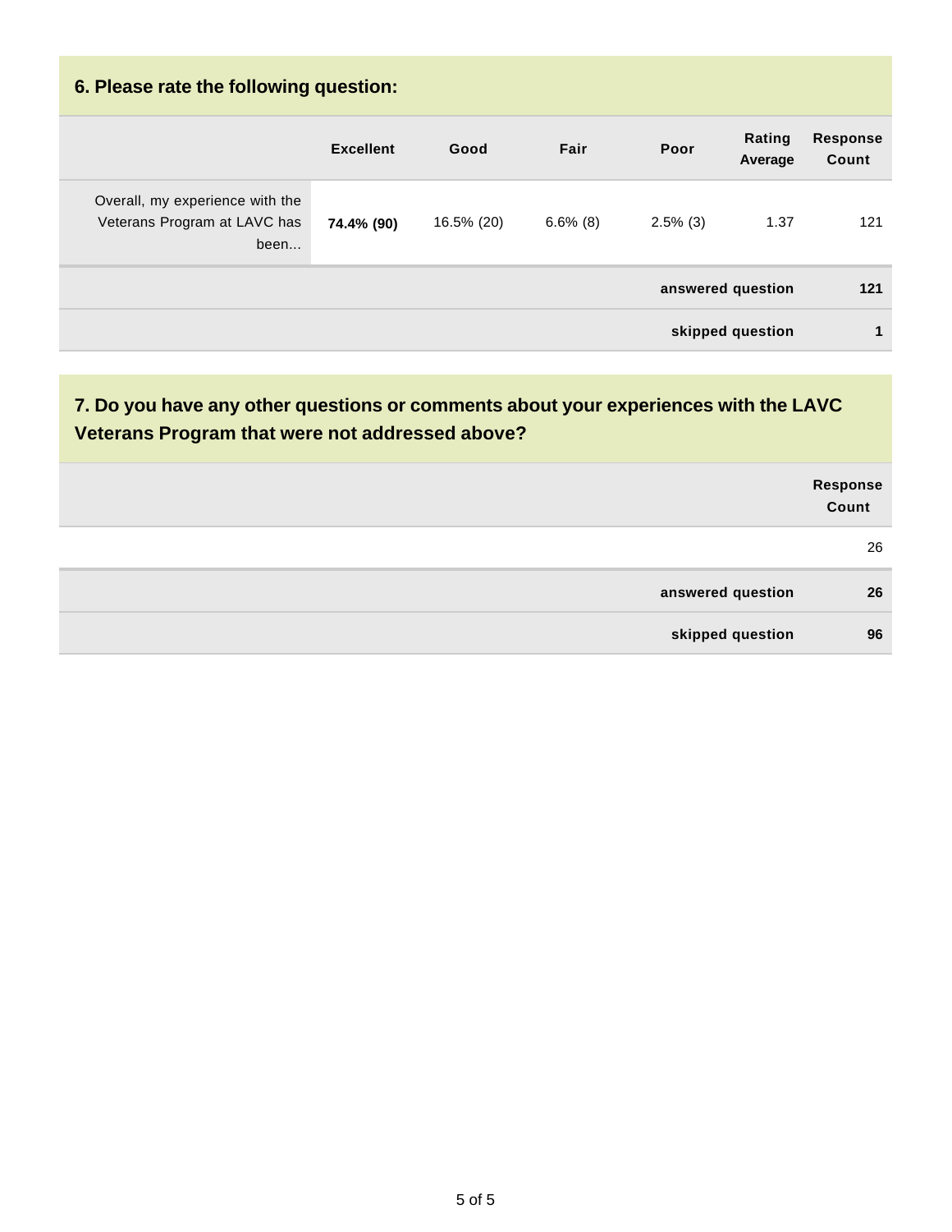## 6. Please rate the following question:

| | Excellent | Good | Fair | Poor | Rating Average | Response Count |
|---|---|---|---|---|---|---|
| Overall, my experience with the Veterans Program at LAVC has been... | **74.4% (90)** | 16.5% (20) | 6.6% (8) | 2.5% (3) | 1.37 | 121 |
| | | | | | **answered question** | **121** |
| | | | | | **skipped question** | **1** |

## 7. Do you have any other questions or comments about your experiences with the LAVC Veterans Program that were not addressed above?

| | Response Count |
|---|---|
| | 26 |
| **answered question** | **26** |
| **skipped question** | **96** |